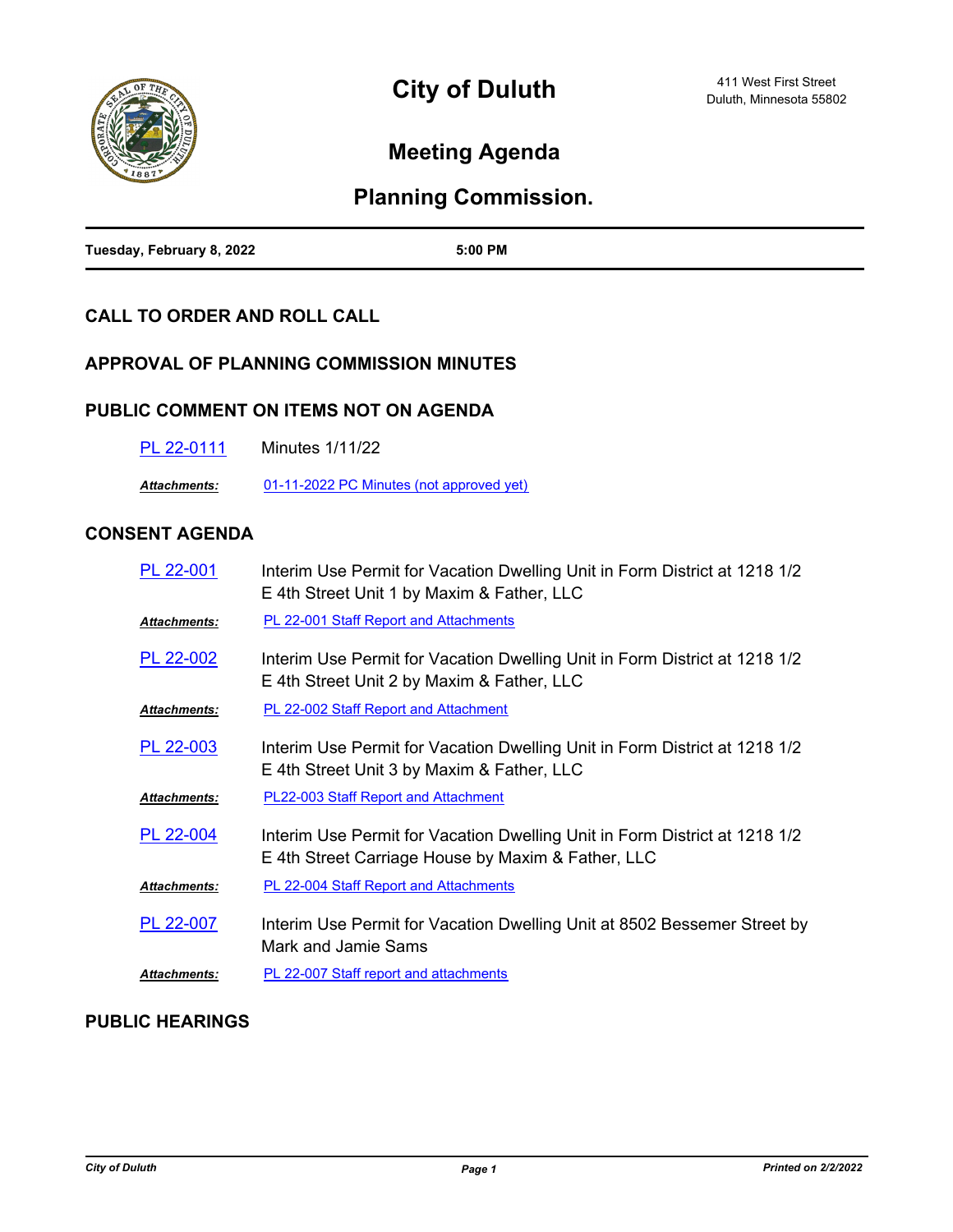# City of Duluth

411 West First Street
Duluth, Minnesota 55802

## Meeting Agenda

## Planning Commission.

**Tuesday, February 8, 2022** **5:00 PM**

### CALL TO ORDER AND ROLL CALL

### APPROVAL OF PLANNING COMMISSION MINUTES

### PUBLIC COMMENT ON ITEMS NOT ON AGENDA

PL 22-0111 Minutes 1/11/22

***Attachments:*** 01-11-2022 PC Minutes (not approved yet)

### CONSENT AGENDA

PL 22-001 Interim Use Permit for Vacation Dwelling Unit in Form District at 1218 1/2 E 4th Street Unit 1 by Maxim & Father, LLC

***Attachments:*** PL 22-001 Staff Report and Attachments

PL 22-002 Interim Use Permit for Vacation Dwelling Unit in Form District at 1218 1/2 E 4th Street Unit 2 by Maxim & Father, LLC

***Attachments:*** PL 22-002 Staff Report and Attachment

PL 22-003 Interim Use Permit for Vacation Dwelling Unit in Form District at 1218 1/2 E 4th Street Unit 3 by Maxim & Father, LLC

***Attachments:*** PL22-003 Staff Report and Attachment

PL 22-004 Interim Use Permit for Vacation Dwelling Unit in Form District at 1218 1/2 E 4th Street Carriage House by Maxim & Father, LLC

***Attachments:*** PL 22-004 Staff Report and Attachments

PL 22-007 Interim Use Permit for Vacation Dwelling Unit at 8502 Bessemer Street by Mark and Jamie Sams

***Attachments:*** PL 22-007 Staff report and attachments

### PUBLIC HEARINGS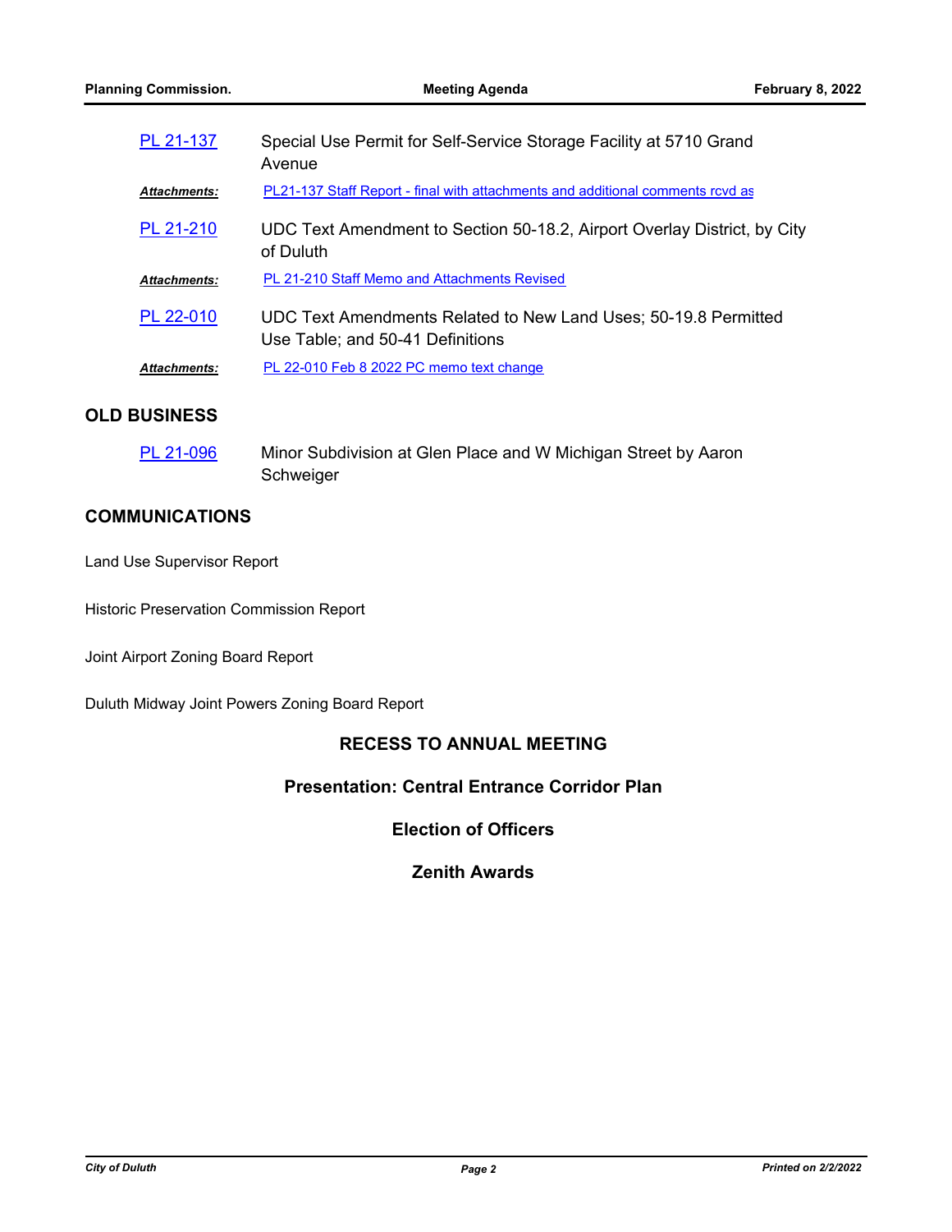PL 21-137 Special Use Permit for Self-Service Storage Facility at 5710 Grand Avenue

*Attachments:* PL21-137 Staff Report - final with attachments and additional comments rcvd as

PL 21-210 UDC Text Amendment to Section 50-18.2, Airport Overlay District, by City of Duluth

*Attachments:* PL 21-210 Staff Memo and Attachments Revised

PL 22-010 UDC Text Amendments Related to New Land Uses; 50-19.8 Permitted Use Table; and 50-41 Definitions

*Attachments:* PL 22-010 Feb 8 2022 PC memo text change

## OLD BUSINESS

PL 21-096 Minor Subdivision at Glen Place and W Michigan Street by Aaron Schweiger

## COMMUNICATIONS

Land Use Supervisor Report

Historic Preservation Commission Report

Joint Airport Zoning Board Report

Duluth Midway Joint Powers Zoning Board Report

## RECESS TO ANNUAL MEETING

## Presentation: Central Entrance Corridor Plan

## Election of Officers

## Zenith Awards